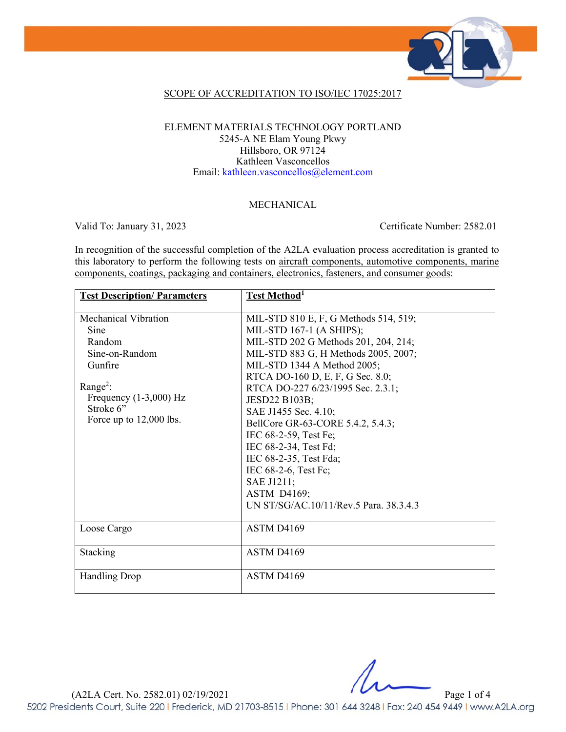# SCOPE OF ACCREDITATION TO ISO/IEC 17025:2017

ELEMENT MATERIALS TECHNOLOGY PORTLAND
5245-A NE Elam Young Pkwy
Hillsboro, OR 97124
Kathleen Vasconcellos
Email: kathleen.vasconcellos@element.com

## MECHANICAL

Valid To: January 31, 2023 Certificate Number: 2582.01

In recognition of the successful completion of the A2LA evaluation process accreditation is granted to this laboratory to perform the following tests on aircraft components, automotive components, marine components, coatings, packaging and containers, electronics, fasteners, and consumer goods:

| **Test Description/ Parameters** | **Test Method[1]** |
|---|---|
| Mechanical Vibration<br>Sine<br>Random<br>Sine-on-Random<br>Gunfire<br><br>Range[2]:<br>Frequency (1-3,000) Hz<br>Stroke 6"<br>Force up to 12,000 lbs. | MIL-STD 810 E, F, G Methods 514, 519;<br>MIL-STD 167-1 (A SHIPS);<br>MIL-STD 202 G Methods 201, 204, 214;<br>MIL-STD 883 G, H Methods 2005, 2007;<br>MIL-STD 1344 A Method 2005;<br>RTCA DO-160 D, E, F, G Sec. 8.0;<br>RTCA DO-227 6/23/1995 Sec. 2.3.1;<br>JESD22 B103B;<br>SAE J1455 Sec. 4.10;<br>BellCore GR-63-CORE 5.4.2, 5.4.3;<br>IEC 68-2-59, Test Fe;<br>IEC 68-2-34, Test Fd;<br>IEC 68-2-35, Test Fda;<br>IEC 68-2-6, Test Fc;<br>SAE J1211;<br>ASTM D4169;<br>UN ST/SG/AC.10/11/Rev.5 Para. 38.3.4.3 |
| Loose Cargo | ASTM D4169 |
| Stacking | ASTM D4169 |
| Handling Drop | ASTM D4169 |

(A2LA Cert. No. 2582.01) 02/19/2021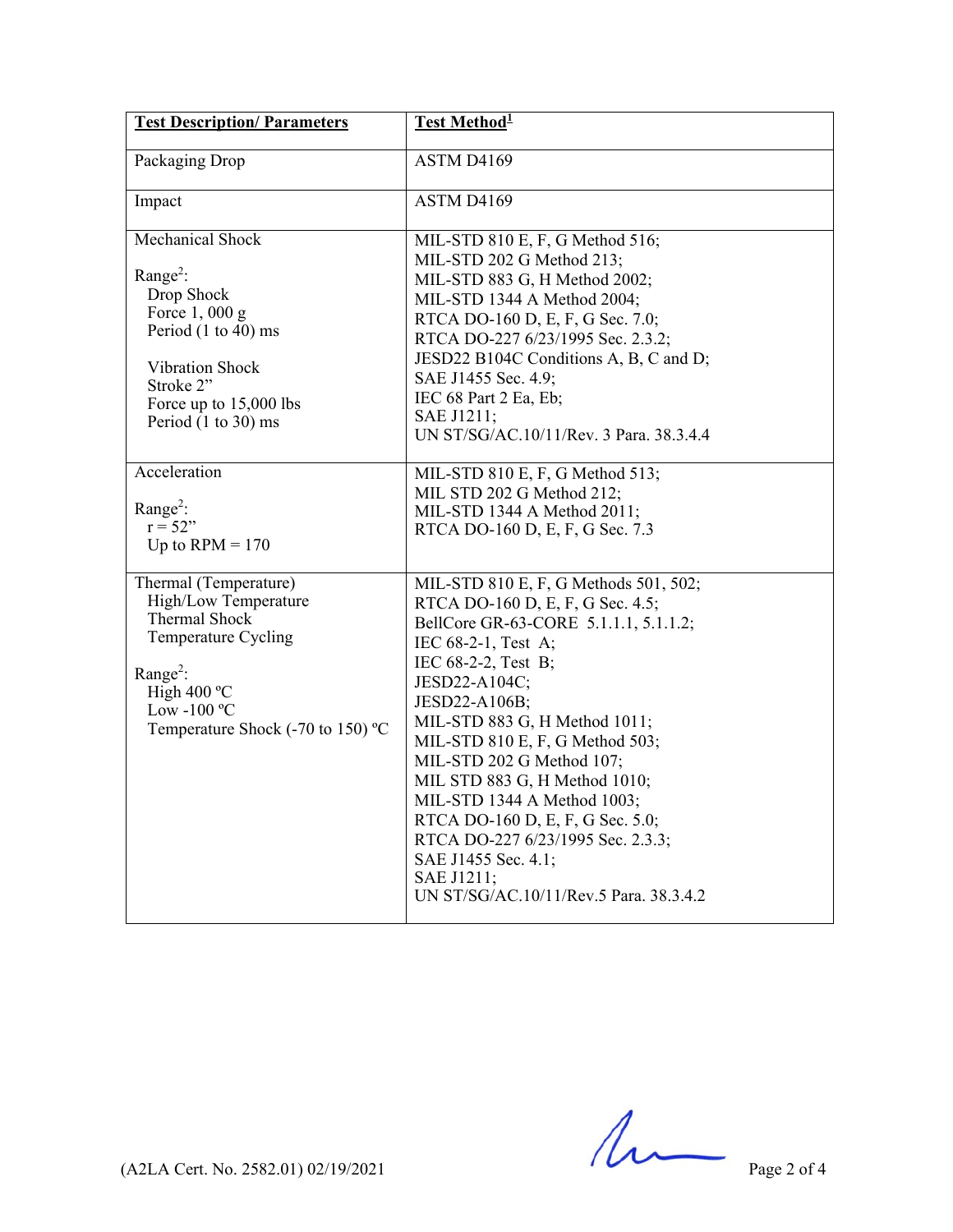| **Test Description/ Parameters** | **Test Method[1]** |
|---|---|
| Packaging Drop | ASTM D4169 |
| Impact | ASTM D4169 |
| Mechanical Shock<br><br>Range[2]:<br>Drop Shock<br>Force 1, 000 g<br>Period (1 to 40) ms<br><br>Vibration Shock<br>Stroke 2"<br>Force up to 15,000 lbs<br>Period (1 to 30) ms | MIL-STD 810 E, F, G Method 516;<br>MIL-STD 202 G Method 213;<br>MIL-STD 883 G, H Method 2002;<br>MIL-STD 1344 A Method 2004;<br>RTCA DO-160 D, E, F, G Sec. 7.0;<br>RTCA DO-227 6/23/1995 Sec. 2.3.2;<br>JESD22 B104C Conditions A, B, C and D;<br>SAE J1455 Sec. 4.9;<br>IEC 68 Part 2 Ea, Eb;<br>SAE J1211;<br>UN ST/SG/AC.10/11/Rev. 3 Para. 38.3.4.4 |
| Acceleration<br><br>Range[2]:<br>r = 52"<br>Up to RPM = 170 | MIL-STD 810 E, F, G Method 513;<br>MIL STD 202 G Method 212;<br>MIL-STD 1344 A Method 2011;<br>RTCA DO-160 D, E, F, G Sec. 7.3 |
| Thermal (Temperature)<br>High/Low Temperature<br>Thermal Shock<br>Temperature Cycling<br><br>Range[2]:<br>High 400 ºC<br>Low -100 ºC<br>Temperature Shock (-70 to 150) ºC | MIL-STD 810 E, F, G Methods 501, 502;<br>RTCA DO-160 D, E, F, G Sec. 4.5;<br>BellCore GR-63-CORE 5.1.1.1, 5.1.1.2;<br>IEC 68-2-1, Test A;<br>IEC 68-2-2, Test B;<br>JESD22-A104C;<br>JESD22-A106B;<br>MIL-STD 883 G, H Method 1011;<br>MIL-STD 810 E, F, G Method 503;<br>MIL-STD 202 G Method 107;<br>MIL STD 883 G, H Method 1010;<br>MIL-STD 1344 A Method 1003;<br>RTCA DO-160 D, E, F, G Sec. 5.0;<br>RTCA DO-227 6/23/1995 Sec. 2.3.3;<br>SAE J1455 Sec. 4.1;<br>SAE J1211;<br>UN ST/SG/AC.10/11/Rev.5 Para. 38.3.4.2 |

(A2LA Cert. No. 2582.01) 02/19/2021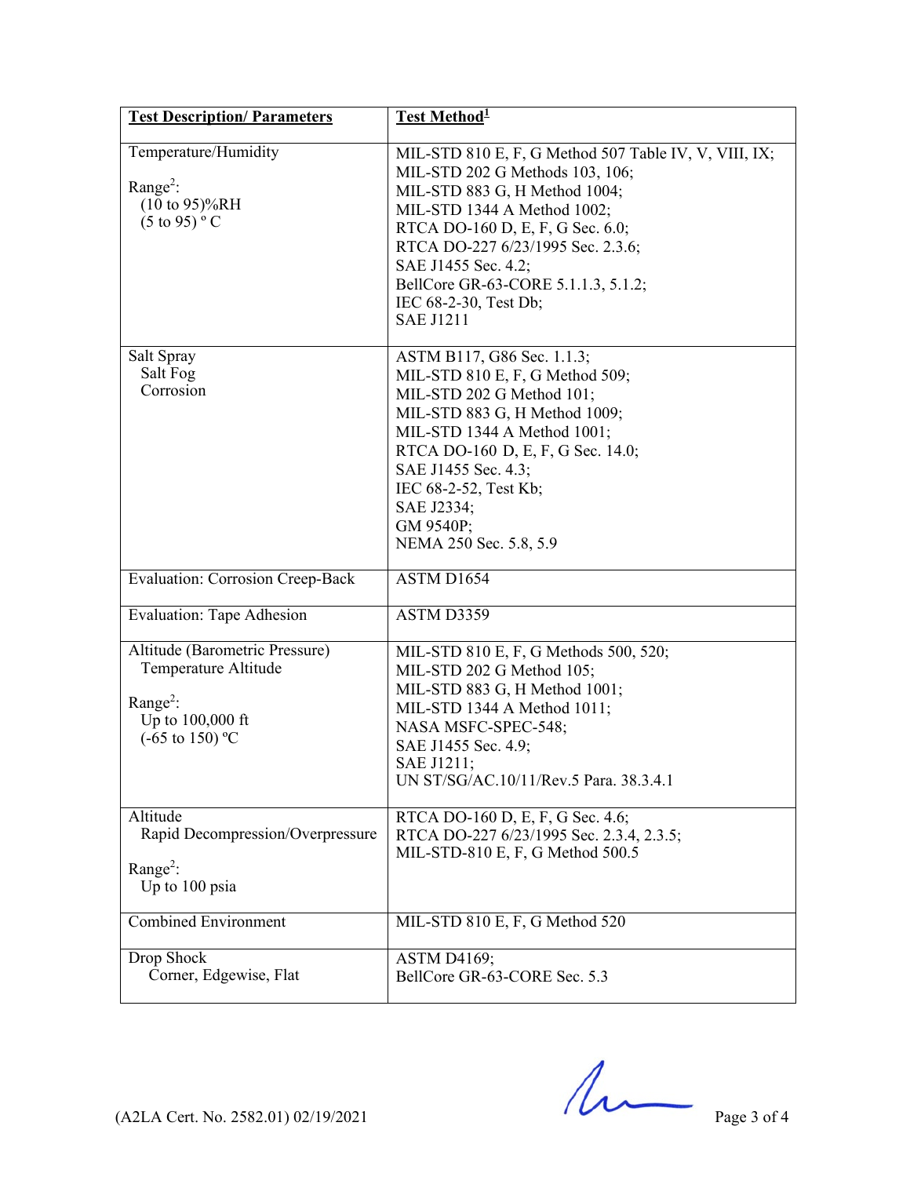| **Test Description/ Parameters** | **Test Method**[1] |
|---|---|
| Temperature/Humidity<br><br>Range[2]:<br>(10 to 95)%RH<br>(5 to 95) ° C | MIL-STD 810 E, F, G Method 507 Table IV, V, VIII, IX;<br>MIL-STD 202 G Methods 103, 106;<br>MIL-STD 883 G, H Method 1004;<br>MIL-STD 1344 A Method 1002;<br>RTCA DO-160 D, E, F, G Sec. 6.0;<br>RTCA DO-227 6/23/1995 Sec. 2.3.6;<br>SAE J1455 Sec. 4.2;<br>BellCore GR-63-CORE 5.1.1.3, 5.1.2;<br>IEC 68-2-30, Test Db;<br>SAE J1211 |
| Salt Spray<br>Salt Fog<br>Corrosion | ASTM B117, G86 Sec. 1.1.3;<br>MIL-STD 810 E, F, G Method 509;<br>MIL-STD 202 G Method 101;<br>MIL-STD 883 G, H Method 1009;<br>MIL-STD 1344 A Method 1001;<br>RTCA DO-160 D, E, F, G Sec. 14.0;<br>SAE J1455 Sec. 4.3;<br>IEC 68-2-52, Test Kb;<br>SAE J2334;<br>GM 9540P;<br>NEMA 250 Sec. 5.8, 5.9 |
| Evaluation: Corrosion Creep-Back | ASTM D1654 |
| Evaluation: Tape Adhesion | ASTM D3359 |
| Altitude (Barometric Pressure)<br>Temperature Altitude<br><br>Range[2]:<br>Up to 100,000 ft<br>(-65 to 150) ºC | MIL-STD 810 E, F, G Methods 500, 520;<br>MIL-STD 202 G Method 105;<br>MIL-STD 883 G, H Method 1001;<br>MIL-STD 1344 A Method 1011;<br>NASA MSFC-SPEC-548;<br>SAE J1455 Sec. 4.9;<br>SAE J1211;<br>UN ST/SG/AC.10/11/Rev.5 Para. 38.3.4.1 |
| Altitude<br>Rapid Decompression/Overpressure<br><br>Range[2]:<br>Up to 100 psia | RTCA DO-160 D, E, F, G Sec. 4.6;<br>RTCA DO-227 6/23/1995 Sec. 2.3.4, 2.3.5;<br>MIL-STD-810 E, F, G Method 500.5 |
| Combined Environment | MIL-STD 810 E, F, G Method 520 |
| Drop Shock<br>Corner, Edgewise, Flat | ASTM D4169;<br>BellCore GR-63-CORE Sec. 5.3 |

(A2LA Cert. No. 2582.01) 02/19/2021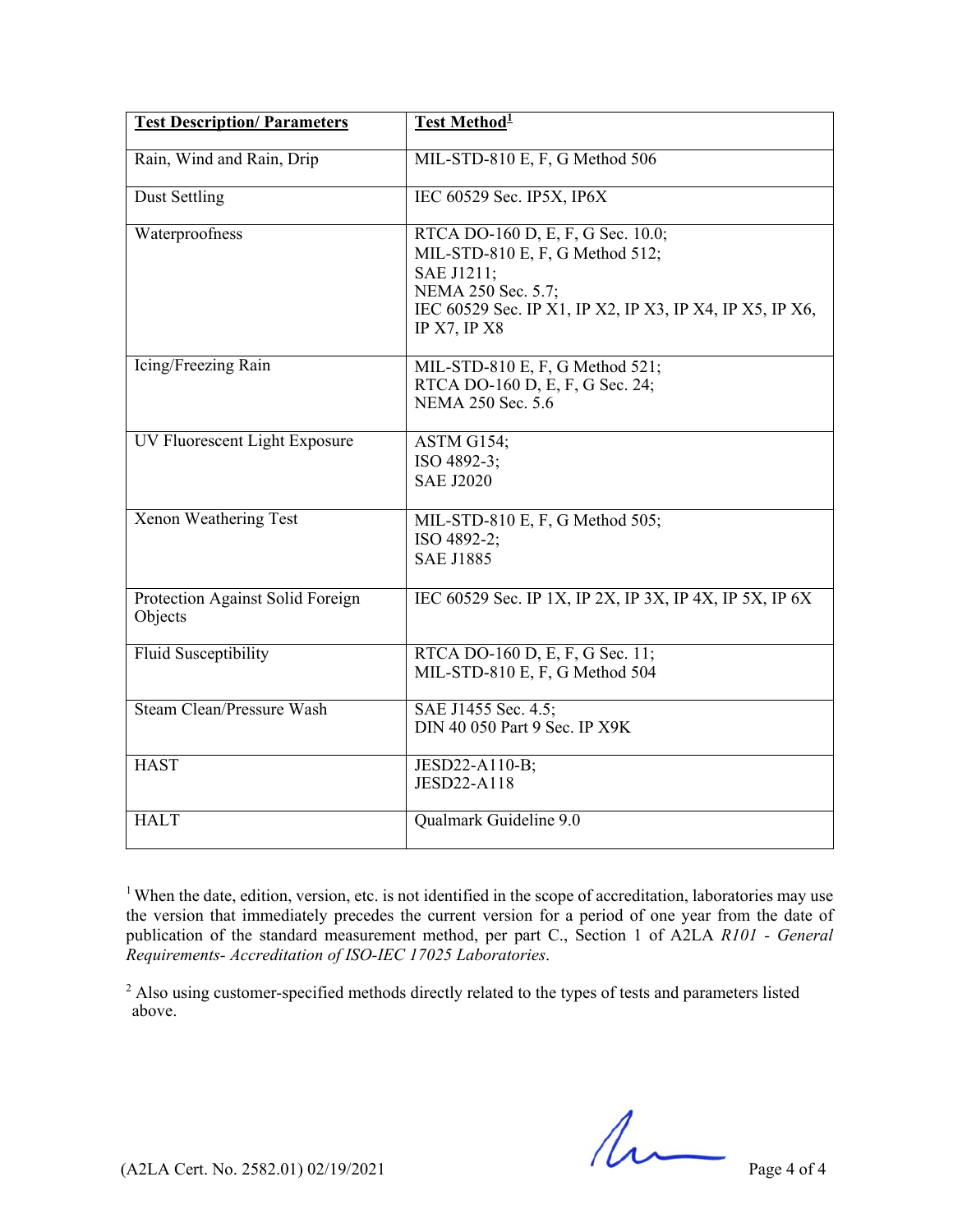| **Test Description/ Parameters** | **Test Method**[1] |
|---|---|
| Rain, Wind and Rain, Drip | MIL-STD-810 E, F, G Method 506 |
| Dust Settling | IEC 60529 Sec. IP5X, IP6X |
| Waterproofness | RTCA DO-160 D, E, F, G Sec. 10.0;<br>MIL-STD-810 E, F, G Method 512;<br>SAE J1211;<br>NEMA 250 Sec. 5.7;<br>IEC 60529 Sec. IP X1, IP X2, IP X3, IP X4, IP X5, IP X6, IP X7, IP X8 |
| Icing/Freezing Rain | MIL-STD-810 E, F, G Method 521;<br>RTCA DO-160 D, E, F, G Sec. 24;<br>NEMA 250 Sec. 5.6 |
| UV Fluorescent Light Exposure | ASTM G154;<br>ISO 4892-3;<br>SAE J2020 |
| Xenon Weathering Test | MIL-STD-810 E, F, G Method 505;<br>ISO 4892-2;<br>SAE J1885 |
| Protection Against Solid Foreign Objects | IEC 60529 Sec. IP 1X, IP 2X, IP 3X, IP 4X, IP 5X, IP 6X |
| Fluid Susceptibility | RTCA DO-160 D, E, F, G Sec. 11;<br>MIL-STD-810 E, F, G Method 504 |
| Steam Clean/Pressure Wash | SAE J1455 Sec. 4.5;<br>DIN 40 050 Part 9 Sec. IP X9K |
| HAST | JESD22-A110-B;<br>JESD22-A118 |
| HALT | Qualmark Guideline 9.0 |

[1] When the date, edition, version, etc. is not identified in the scope of accreditation, laboratories may use the version that immediately precedes the current version for a period of one year from the date of publication of the standard measurement method, per part C., Section 1 of A2LA *R101 - General Requirements- Accreditation of ISO-IEC 17025 Laboratories*.

[2] Also using customer-specified methods directly related to the types of tests and parameters listed above.

(A2LA Cert. No. 2582.01) 02/19/2021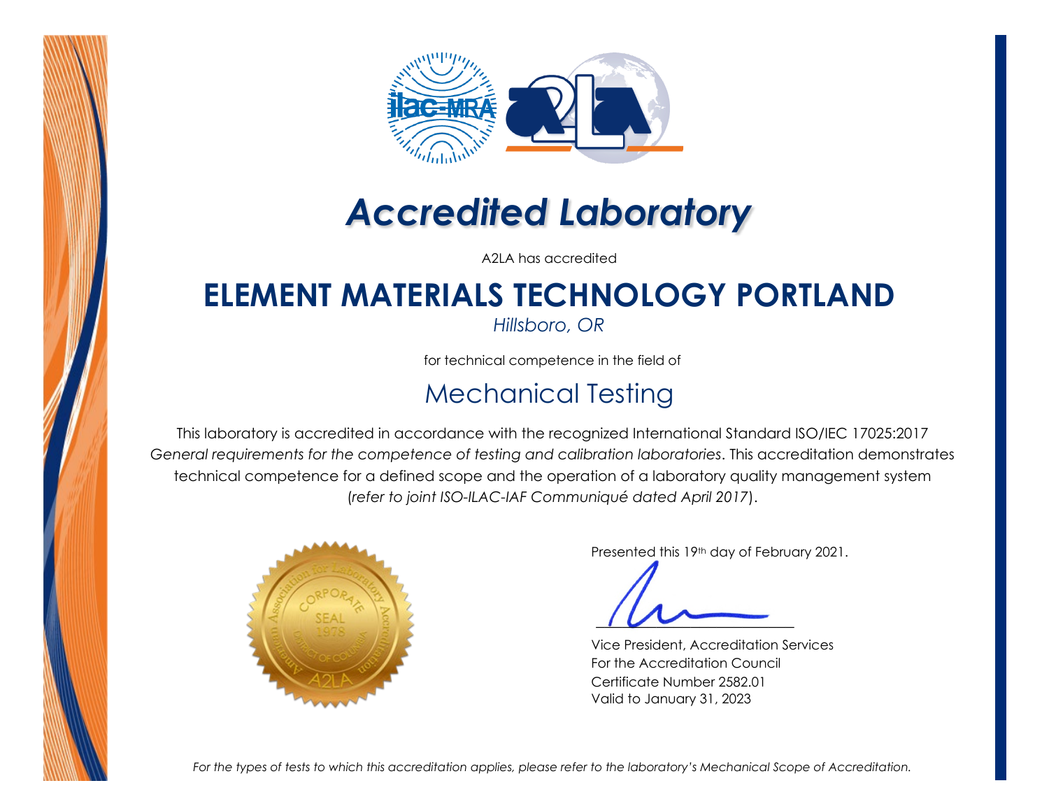# *Accredited Laboratory*

A2LA has accredited

## ELEMENT MATERIALS TECHNOLOGY PORTLAND

*Hillsboro, OR*

for technical competence in the field of

## Mechanical Testing

This laboratory is accredited in accordance with the recognized International Standard ISO/IEC 17025:2017 *General requirements for the competence of testing and calibration laboratories*. This accreditation demonstrates technical competence for a defined scope and the operation of a laboratory quality management system (*refer to joint ISO-ILAC-IAF Communiqué dated April 2017*).

Presented this 19th day of February 2021.

Vice President, Accreditation Services
For the Accreditation Council
Certificate Number 2582.01
Valid to January 31, 2023

*For the types of tests to which this accreditation applies, please refer to the laboratory's Mechanical Scope of Accreditation.*